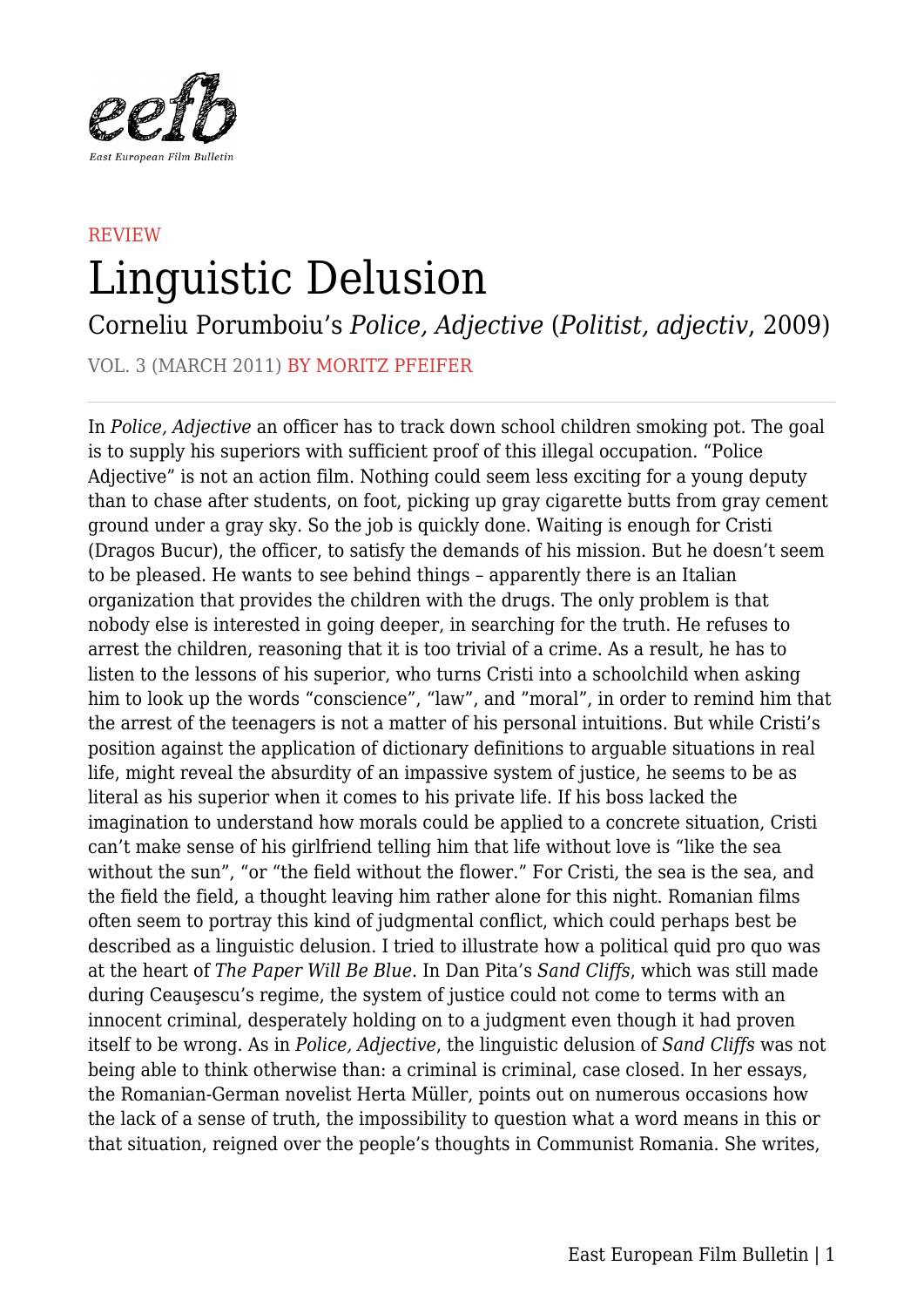REVIEW

# Linguistic Delusion

## Corneliu Porumboiu's *Police, Adjective* (*Politist, adjectiv*, 2009)

VOL. 3 (MARCH 2011) BY MORITZ PFEIFER

---

In *Police, Adjective* an officer has to track down school children smoking pot. The goal is to supply his superiors with sufficient proof of this illegal occupation. "Police Adjective" is not an action film. Nothing could seem less exciting for a young deputy than to chase after students, on foot, picking up gray cigarette butts from gray cement ground under a gray sky. So the job is quickly done. Waiting is enough for Cristi (Dragos Bucur), the officer, to satisfy the demands of his mission. But he doesn't seem to be pleased. He wants to see behind things – apparently there is an Italian organization that provides the children with the drugs. The only problem is that nobody else is interested in going deeper, in searching for the truth. He refuses to arrest the children, reasoning that it is too trivial of a crime. As a result, he has to listen to the lessons of his superior, who turns Cristi into a schoolchild when asking him to look up the words "conscience", "law", and "moral", in order to remind him that the arrest of the teenagers is not a matter of his personal intuitions. But while Cristi's position against the application of dictionary definitions to arguable situations in real life, might reveal the absurdity of an impassive system of justice, he seems to be as literal as his superior when it comes to his private life. If his boss lacked the imagination to understand how morals could be applied to a concrete situation, Cristi can't make sense of his girlfriend telling him that life without love is "like the sea without the sun", "or "the field without the flower." For Cristi, the sea is the sea, and the field the field, a thought leaving him rather alone for this night. Romanian films often seem to portray this kind of judgmental conflict, which could perhaps best be described as a linguistic delusion. I tried to illustrate how a political quid pro quo was at the heart of *The Paper Will Be Blue*. In Dan Pita's *Sand Cliffs*, which was still made during Ceauşescu's regime, the system of justice could not come to terms with an innocent criminal, desperately holding on to a judgment even though it had proven itself to be wrong. As in *Police, Adjective*, the linguistic delusion of *Sand Cliffs* was not being able to think otherwise than: a criminal is criminal, case closed. In her essays, the Romanian-German novelist Herta Müller, points out on numerous occasions how the lack of a sense of truth, the impossibility to question what a word means in this or that situation, reigned over the people's thoughts in Communist Romania. She writes,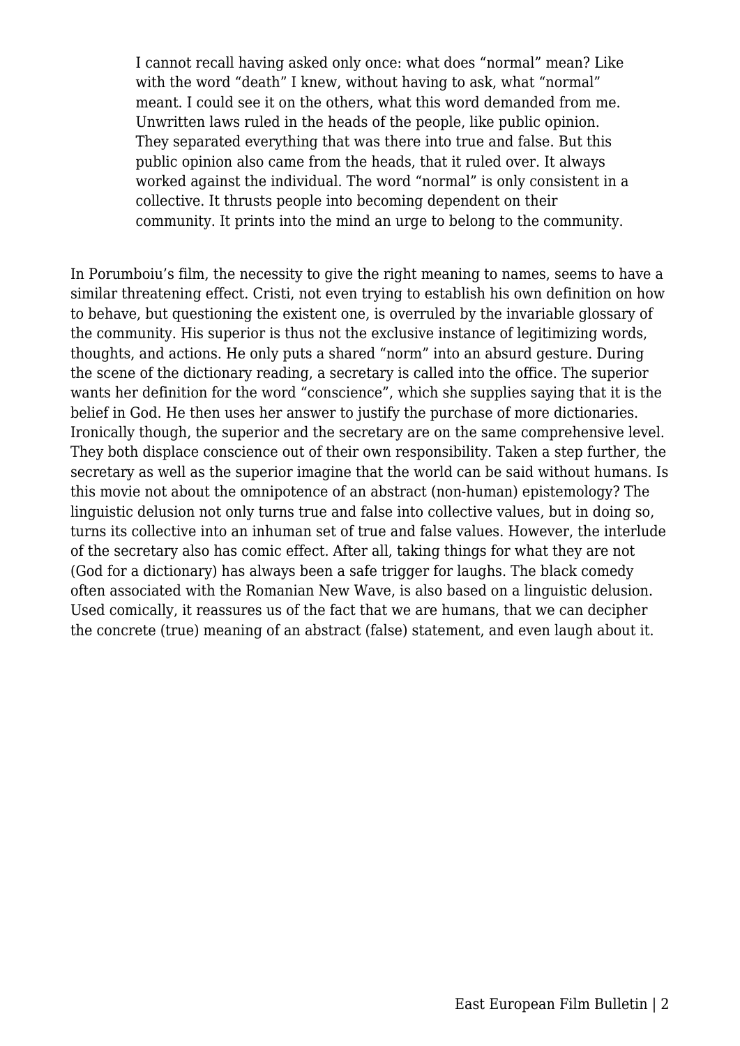> I cannot recall having asked only once: what does "normal" mean? Like with the word "death" I knew, without having to ask, what "normal" meant. I could see it on the others, what this word demanded from me. Unwritten laws ruled in the heads of the people, like public opinion. They separated everything that was there into true and false. But this public opinion also came from the heads, that it ruled over. It always worked against the individual. The word "normal" is only consistent in a collective. It thrusts people into becoming dependent on their community. It prints into the mind an urge to belong to the community.

In Porumboiu's film, the necessity to give the right meaning to names, seems to have a similar threatening effect. Cristi, not even trying to establish his own definition on how to behave, but questioning the existent one, is overruled by the invariable glossary of the community. His superior is thus not the exclusive instance of legitimizing words, thoughts, and actions. He only puts a shared "norm" into an absurd gesture. During the scene of the dictionary reading, a secretary is called into the office. The superior wants her definition for the word "conscience", which she supplies saying that it is the belief in God. He then uses her answer to justify the purchase of more dictionaries. Ironically though, the superior and the secretary are on the same comprehensive level. They both displace conscience out of their own responsibility. Taken a step further, the secretary as well as the superior imagine that the world can be said without humans. Is this movie not about the omnipotence of an abstract (non-human) epistemology? The linguistic delusion not only turns true and false into collective values, but in doing so, turns its collective into an inhuman set of true and false values. However, the interlude of the secretary also has comic effect. After all, taking things for what they are not (God for a dictionary) has always been a safe trigger for laughs. The black comedy often associated with the Romanian New Wave, is also based on a linguistic delusion. Used comically, it reassures us of the fact that we are humans, that we can decipher the concrete (true) meaning of an abstract (false) statement, and even laugh about it.